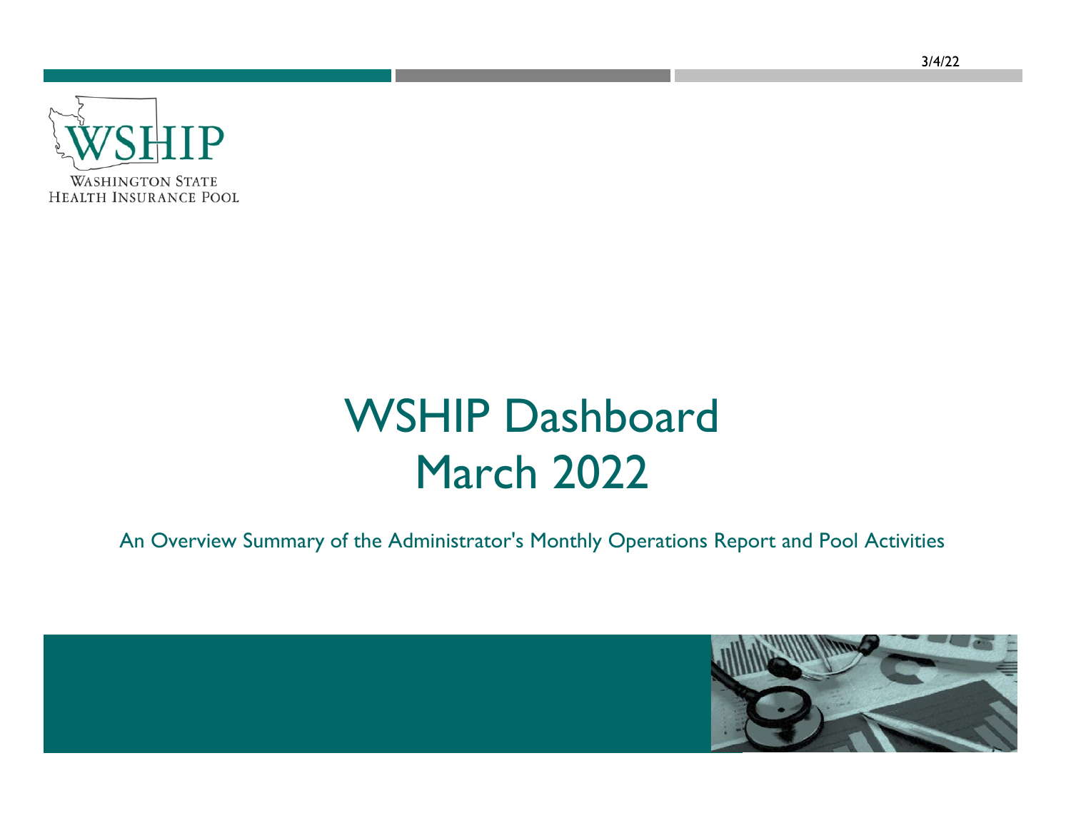3/4/22

WSHIP

WASHINGTON STATE
HEALTH INSURANCE POOL

# WSHIP Dashboard
# March 2022

An Overview Summary of the Administrator's Monthly Operations Report and Pool Activities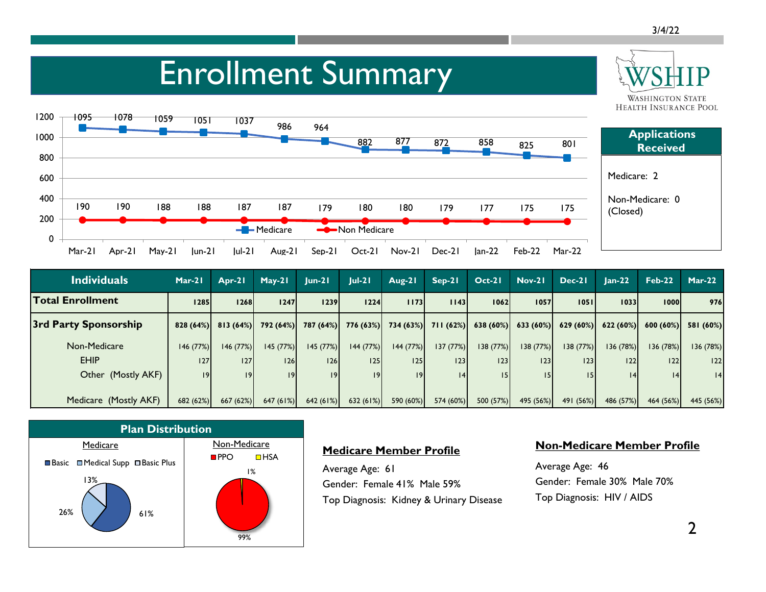# Enrollment Summary

WSHIP — Washington State Health Insurance Pool

| | Mar-21 | Apr-21 | May-21 | Jun-21 | Jul-21 | Aug-21 | Sep-21 | Oct-21 | Nov-21 | Dec-21 | Jan-22 | Feb-22 | Mar-22 |
|---|---|---|---|---|---|---|---|---|---|---|---|---|---|
| Medicare | 1095 | 1078 | 1059 | 1051 | 1037 | 986 | 964 | 882 | 877 | 872 | 858 | 825 | 801 |
| Non Medicare | 190 | 190 | 188 | 188 | 187 | 187 | 179 | 180 | 180 | 179 | 177 | 175 | 175 |

## Applications Received

Medicare: 2

Non-Medicare: 0 (Closed)

| Individuals | Mar-21 | Apr-21 | May-21 | Jun-21 | Jul-21 | Aug-21 | Sep-21 | Oct-21 | Nov-21 | Dec-21 | Jan-22 | Feb-22 | Mar-22 |
|---|---|---|---|---|---|---|---|---|---|---|---|---|---|
| **Total Enrollment** | 1285 | 1268 | 1247 | 1239 | 1224 | 1173 | 1143 | 1062 | 1057 | 1051 | 1033 | 1000 | 976 |
| **3rd Party Sponsorship** | 828 (64%) | 813 (64%) | 792 (64%) | 787 (64%) | 776 (63%) | 734 (63%) | 711 (62%) | 638 (60%) | 633 (60%) | 629 (60%) | 622 (60%) | 600 (60%) | 581 (60%) |
| Non-Medicare | 146 (77%) | 146 (77%) | 145 (77%) | 145 (77%) | 144 (77%) | 144 (77%) | 137 (77%) | 138 (77%) | 138 (77%) | 138 (77%) | 136 (78%) | 136 (78%) | 136 (78%) |
| EHIP | 127 | 127 | 126 | 126 | 125 | 125 | 123 | 123 | 123 | 123 | 122 | 122 | 122 |
| Other (Mostly AKF) | 19 | 19 | 19 | 19 | 19 | 19 | 14 | 15 | 15 | 15 | 14 | 14 | 14 |
| Medicare (Mostly AKF) | 682 (62%) | 667 (62%) | 647 (61%) | 642 (61%) | 632 (61%) | 590 (60%) | 574 (60%) | 500 (57%) | 495 (56%) | 491 (56%) | 486 (57%) | 464 (56%) | 445 (56%) |

## Plan Distribution

**Medicare**

| Plan | Share |
|---|---|
| Basic | 61% |
| Medical Supp | 26% |
| Basic Plus | 13% |

**Non-Medicare**

| Plan | Share |
|---|---|
| PPO | 99% |
| HSA | 1% |

## Medicare Member Profile

Average Age: 61

Gender: Female 41% Male 59%

Top Diagnosis: Kidney & Urinary Disease

## Non-Medicare Member Profile

Average Age: 46

Gender: Female 30% Male 70%

Top Diagnosis: HIV / AIDS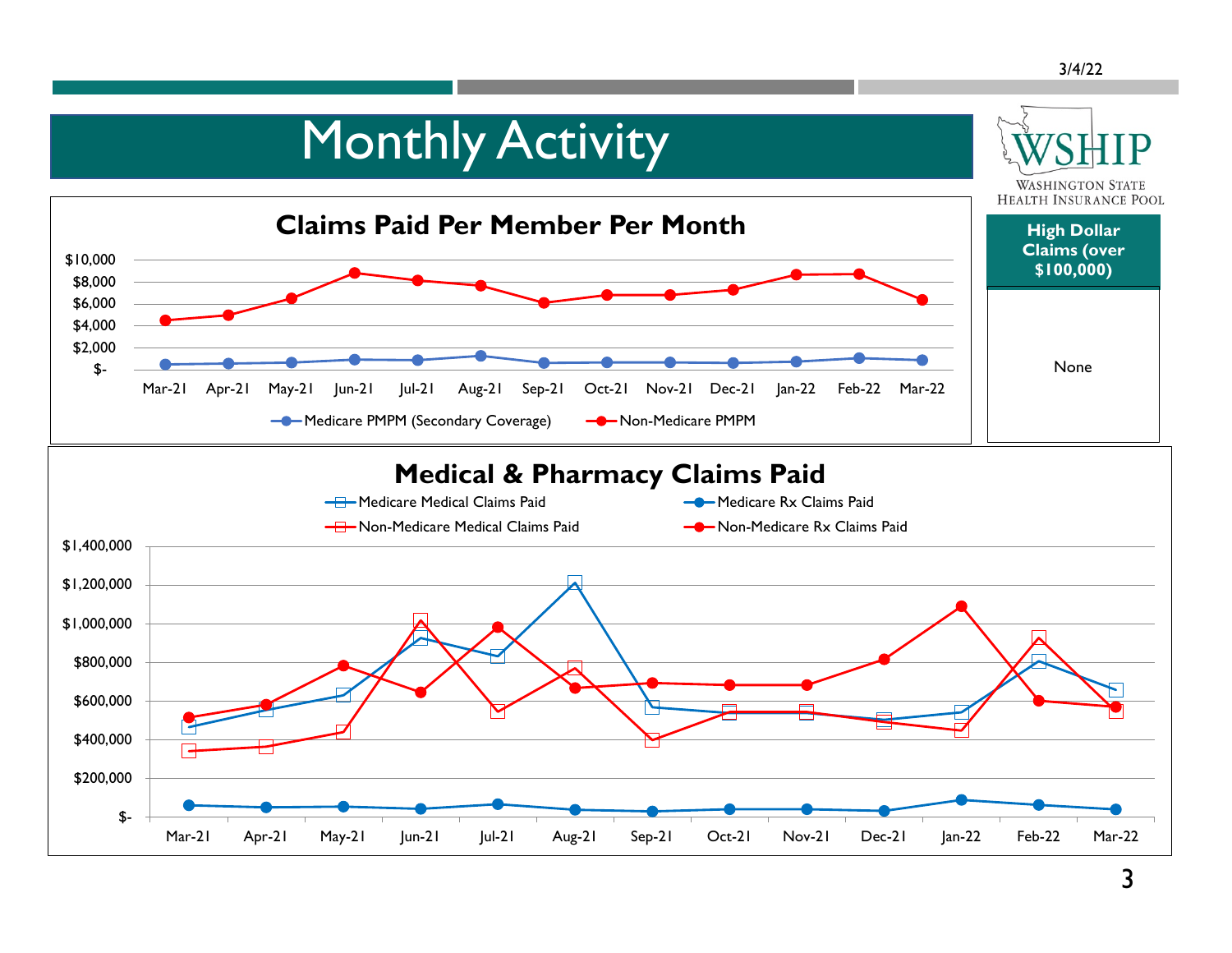# Monthly Activity

WSHIP
WASHINGTON STATE
HEALTH INSURANCE POOL

## Claims Paid Per Member Per Month

$10,000
$8,000
$6,000
$4,000
$2,000
$-

Mar-21 Apr-21 May-21 Jun-21 Jul-21 Aug-21 Sep-21 Oct-21 Nov-21 Dec-21 Jan-22 Feb-22 Mar-22

Medicare PMPM (Secondary Coverage) Non-Medicare PMPM

| High Dollar Claims (over $100,000) |
|---|
| None |

## Medical & Pharmacy Claims Paid

Medicare Medical Claims Paid
Medicare Rx Claims Paid
Non-Medicare Medical Claims Paid
Non-Medicare Rx Claims Paid

$1,400,000
$1,200,000
$1,000,000
$800,000
$600,000
$400,000
$200,000
$-

Mar-21 Apr-21 May-21 Jun-21 Jul-21 Aug-21 Sep-21 Oct-21 Nov-21 Dec-21 Jan-22 Feb-22 Mar-22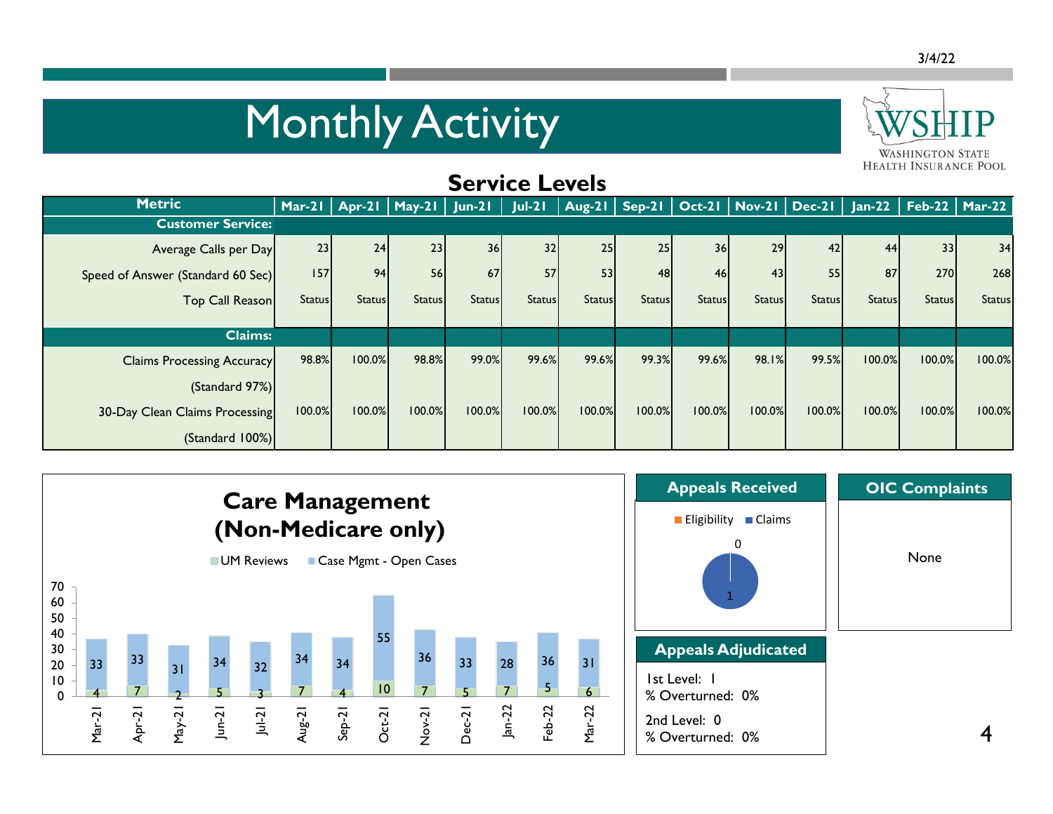# Monthly Activity

WASHINGTON STATE HEALTH INSURANCE POOL

## Service Levels

| Metric | Mar-21 | Apr-21 | May-21 | Jun-21 | Jul-21 | Aug-21 | Sep-21 | Oct-21 | Nov-21 | Dec-21 | Jan-22 | Feb-22 | Mar-22 |
|---|---|---|---|---|---|---|---|---|---|---|---|---|---|
| **Customer Service:** | | | | | | | | | | | | | |
| Average Calls per Day | 23 | 24 | 23 | 36 | 32 | 25 | 25 | 36 | 29 | 42 | 44 | 33 | 34 |
| Speed of Answer (Standard 60 Sec) | 157 | 94 | 56 | 67 | 57 | 53 | 48 | 46 | 43 | 55 | 87 | 270 | 268 |
| Top Call Reason | Status | Status | Status | Status | Status | Status | Status | Status | Status | Status | Status | Status | Status |
| **Claims:** | | | | | | | | | | | | | |
| Claims Processing Accuracy (Standard 97%) | 98.8% | 100.0% | 98.8% | 99.0% | 99.6% | 99.6% | 99.3% | 99.6% | 98.1% | 99.5% | 100.0% | 100.0% | 100.0% |
| 30-Day Clean Claims Processing (Standard 100%) | 100.0% | 100.0% | 100.0% | 100.0% | 100.0% | 100.0% | 100.0% | 100.0% | 100.0% | 100.0% | 100.0% | 100.0% | 100.0% |

## Care Management (Non-Medicare only)

| Month | UM Reviews | Case Mgmt - Open Cases |
|---|---|---|
| Mar-21 | 4 | 33 |
| Apr-21 | 7 | 33 |
| May-21 | 2 | 31 |
| Jun-21 | 5 | 34 |
| Jul-21 | 3 | 32 |
| Aug-21 | 7 | 34 |
| Sep-21 | 4 | 34 |
| Oct-21 | 10 | 55 |
| Nov-21 | 7 | 36 |
| Dec-21 | 5 | 33 |
| Jan-22 | 7 | 28 |
| Feb-22 | 5 | 36 |
| Mar-22 | 6 | 31 |

## Appeals Received

- Eligibility: 0
- Claims: 1

## OIC Complaints

None

## Appeals Adjudicated

1st Level: 1
% Overturned: 0%

2nd Level: 0
% Overturned: 0%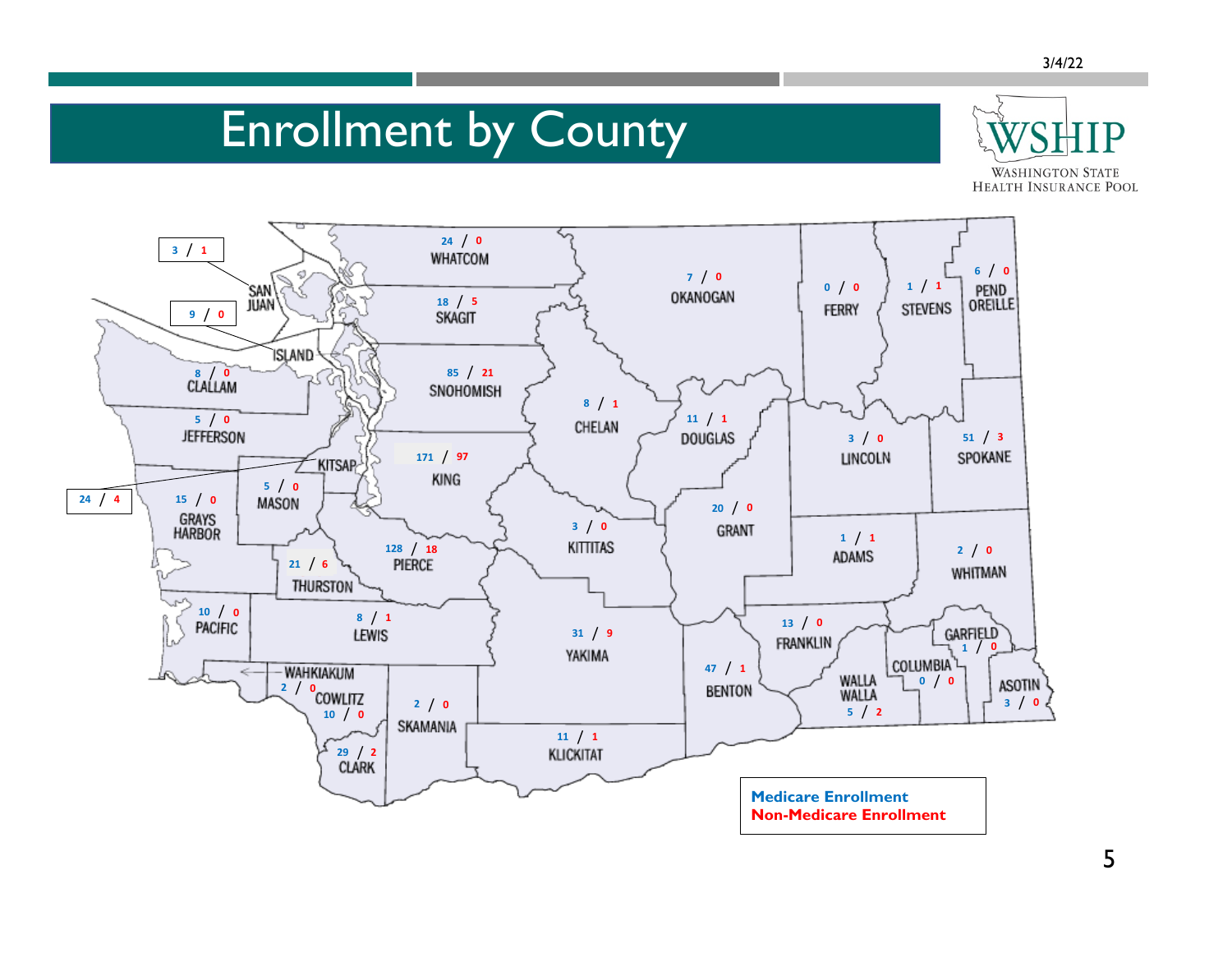# Enrollment by County

WSHIP
WASHINGTON STATE HEALTH INSURANCE POOL

SAN JUAN 3 / 1
ISLAND 9 / 0
WHATCOM 24 / 0
SKAGIT 18 / 5
CLALLAM 8 / 0
JEFFERSON 5 / 0
SNOHOMISH 85 / 21
KITSAP 24 / 4
KING 171 / 97
GRAYS HARBOR 15 / 0
MASON 5 / 0
PIERCE 128 / 18
THURSTON 21 / 6
PACIFIC 10 / 0
LEWIS 8 / 1
WAHKIAKUM 2 / 0
COWLITZ 10 / 0
CLARK 29 / 2
SKAMANIA 2 / 0
KLICKITAT 11 / 1
YAKIMA 31 / 9
KITTITAS 3 / 0
CHELAN 8 / 1
OKANOGAN 7 / 0
DOUGLAS 11 / 1
GRANT 20 / 0
BENTON 47 / 1
FRANKLIN 13 / 0
ADAMS 1 / 1
LINCOLN 3 / 0
FERRY 0 / 0
STEVENS 1 / 1
PEND OREILLE 6 / 0
SPOKANE 51 / 3
WHITMAN 2 / 0
GARFIELD 1 / 0
COLUMBIA 0 / 0
WALLA WALLA 5 / 2
ASOTIN 3 / 0

Medicare Enrollment
Non-Medicare Enrollment